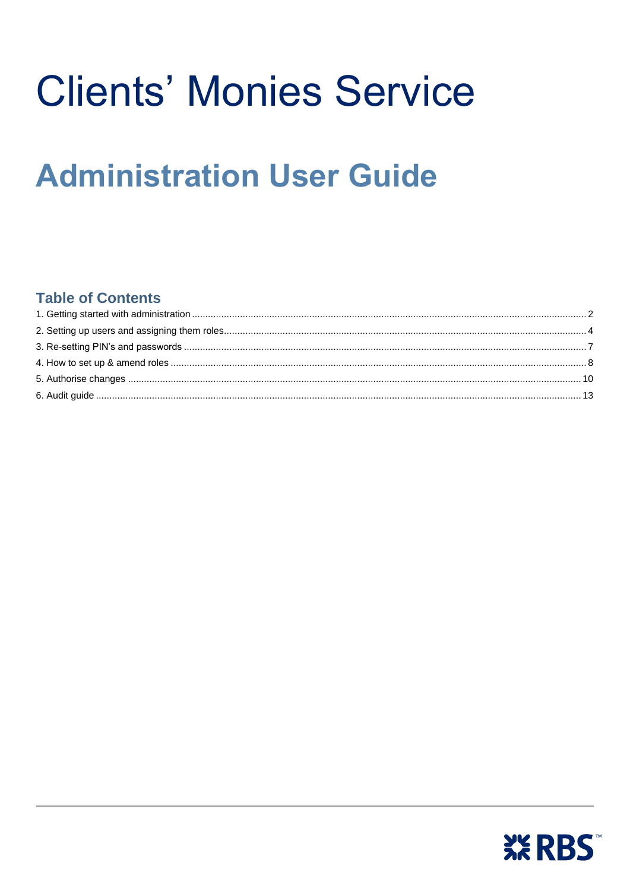# Clients' Monies Service

## Administration User Guide

### Table of Contents

1. Getting started with administration ............ 2
2. Setting up users and assigning them roles ............ 4
3. Re-setting PIN's and passwords ............ 7
4. How to set up & amend roles ............ 8
5. Authorise changes ............ 10
6. Audit guide ............ 13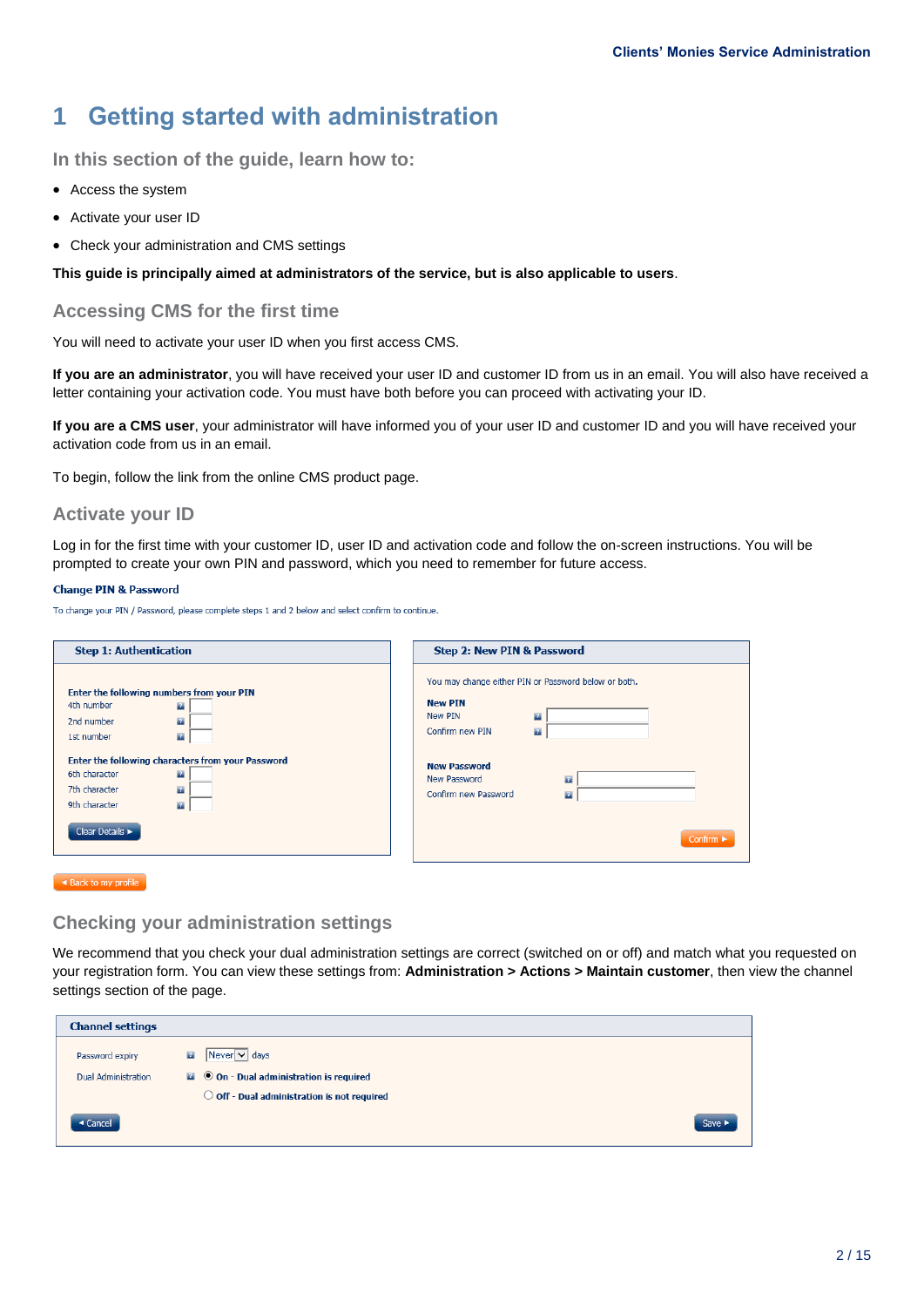# 1 Getting started with administration

## In this section of the guide, learn how to:

- Access the system
- Activate your user ID
- Check your administration and CMS settings

**This guide is principally aimed at administrators of the service, but is also applicable to users**.

## Accessing CMS for the first time

You will need to activate your user ID when you first access CMS.

**If you are an administrator**, you will have received your user ID and customer ID from us in an email. You will also have received a letter containing your activation code. You must have both before you can proceed with activating your ID.

**If you are a CMS user**, your administrator will have informed you of your user ID and customer ID and you will have received your activation code from us in an email.

To begin, follow the link from the online CMS product page.

## Activate your ID

Log in for the first time with your customer ID, user ID and activation code and follow the on-screen instructions. You will be prompted to create your own PIN and password, which you need to remember for future access.

**Change PIN & Password**

To change your PIN / Password, please complete steps 1 and 2 below and select confirm to continue.

**Step 1: Authentication**

Enter the following numbers from your PIN
- 4th number
- 2nd number
- 1st number

Enter the following characters from your Password
- 6th character
- 7th character
- 9th character

Clear Details ▸

**Step 2: New PIN & Password**

You may change either PIN or Password below or both.

New PIN
- New PIN
- Confirm new PIN

New Password
- New Password
- Confirm new Password

Confirm ▸

◂ Back to my profile

## Checking your administration settings

We recommend that you check your dual administration settings are correct (switched on or off) and match what you requested on your registration form. You can view these settings from: **Administration > Actions > Maintain customer**, then view the channel settings section of the page.

**Channel settings**

Password expiry: Never days

Dual Administration:
- ◉ On - Dual administration is required
- ○ Off - Dual administration is not required

◂ Cancel    Save ▸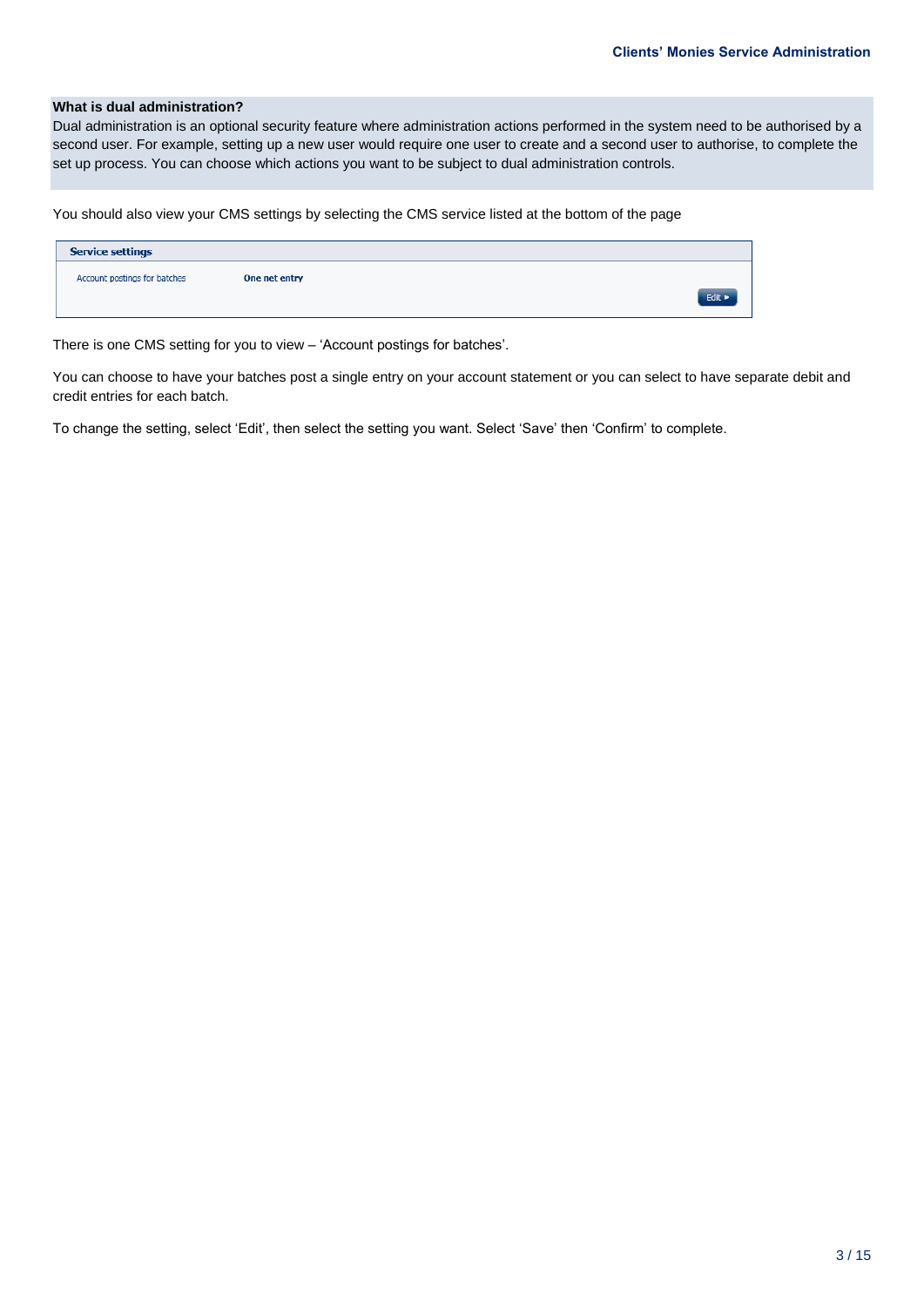**What is dual administration?**

Dual administration is an optional security feature where administration actions performed in the system need to be authorised by a second user. For example, setting up a new user would require one user to create and a second user to authorise, to complete the set up process. You can choose which actions you want to be subject to dual administration controls.

You should also view your CMS settings by selecting the CMS service listed at the bottom of the page

| Service settings | |
|---|---|
| Account postings for batches | **One net entry** |
| | Edit ► |

There is one CMS setting for you to view – 'Account postings for batches'.

You can choose to have your batches post a single entry on your account statement or you can select to have separate debit and credit entries for each batch.

To change the setting, select 'Edit', then select the setting you want. Select 'Save' then 'Confirm' to complete.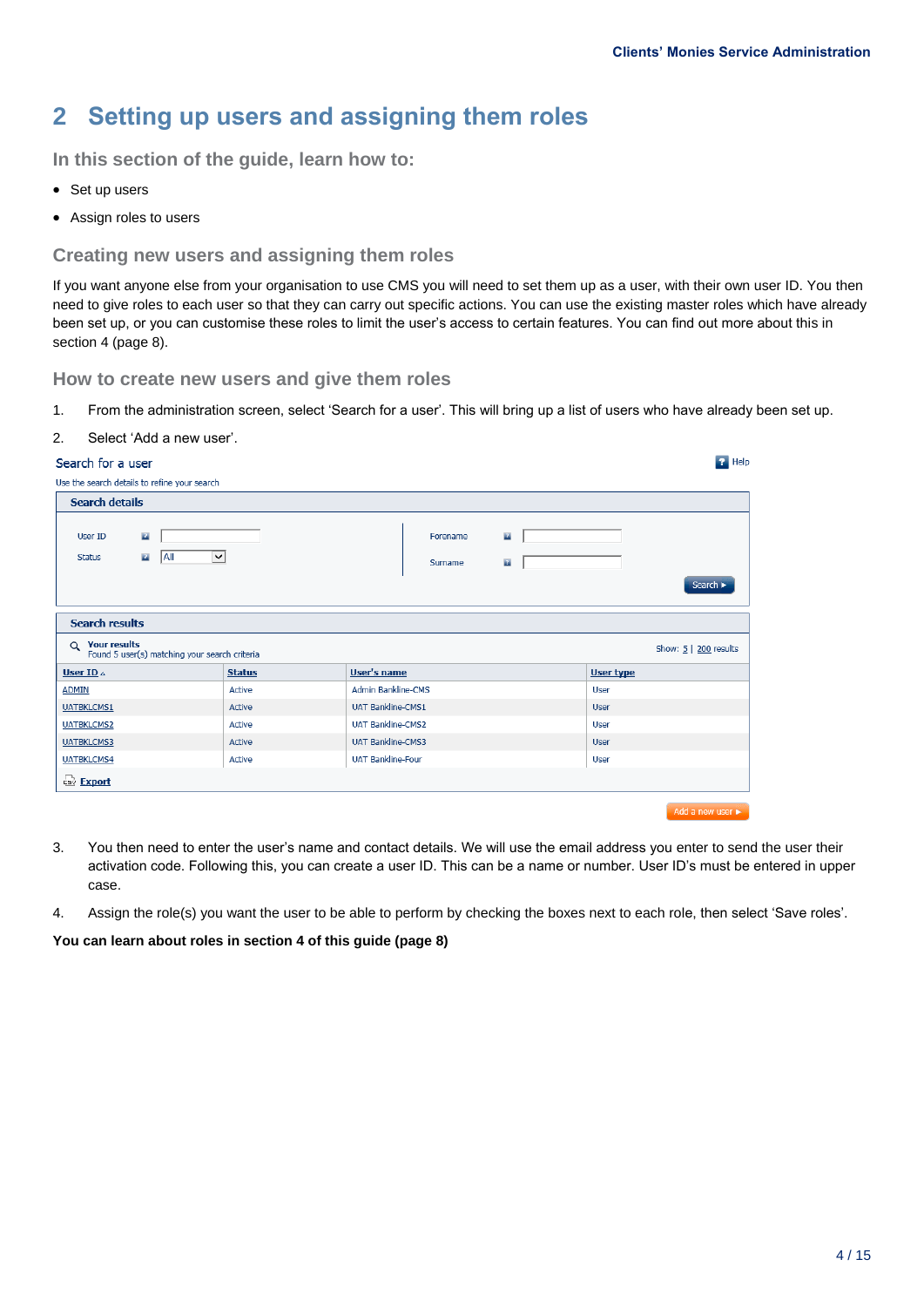# 2 Setting up users and assigning them roles

### In this section of the guide, learn how to:

- Set up users
- Assign roles to users

### Creating new users and assigning them roles

If you want anyone else from your organisation to use CMS you will need to set them up as a user, with their own user ID. You then need to give roles to each user so that they can carry out specific actions. You can use the existing master roles which have already been set up, or you can customise these roles to limit the user's access to certain features. You can find out more about this in section 4 (page 8).

### How to create new users and give them roles

1. From the administration screen, select 'Search for a user'. This will bring up a list of users who have already been set up.
2. Select 'Add a new user'.

Search for a user

Use the search details to refine your search

**Search details**

User ID | Status: All | Forename | Surname | Search

**Search results**

Your results
Found 5 user(s) matching your search criteria

Show: 5 | 200 results

| User ID | Status | User's name | User type |
|---|---|---|---|
| ADMIN | Active | Admin Bankline-CMS | User |
| UATBKLCMS1 | Active | UAT Bankline-CMS1 | User |
| UATBKLCMS2 | Active | UAT Bankline-CMS2 | User |
| UATBKLCMS3 | Active | UAT Bankline-CMS3 | User |
| UATBKLCMS4 | Active | UAT Bankline-Four | User |

Export

Add a new user

3. You then need to enter the user's name and contact details. We will use the email address you enter to send the user their activation code. Following this, you can create a user ID. This can be a name or number. User ID's must be entered in upper case.
4. Assign the role(s) you want the user to be able to perform by checking the boxes next to each role, then select 'Save roles'.

**You can learn about roles in section 4 of this guide (page 8)**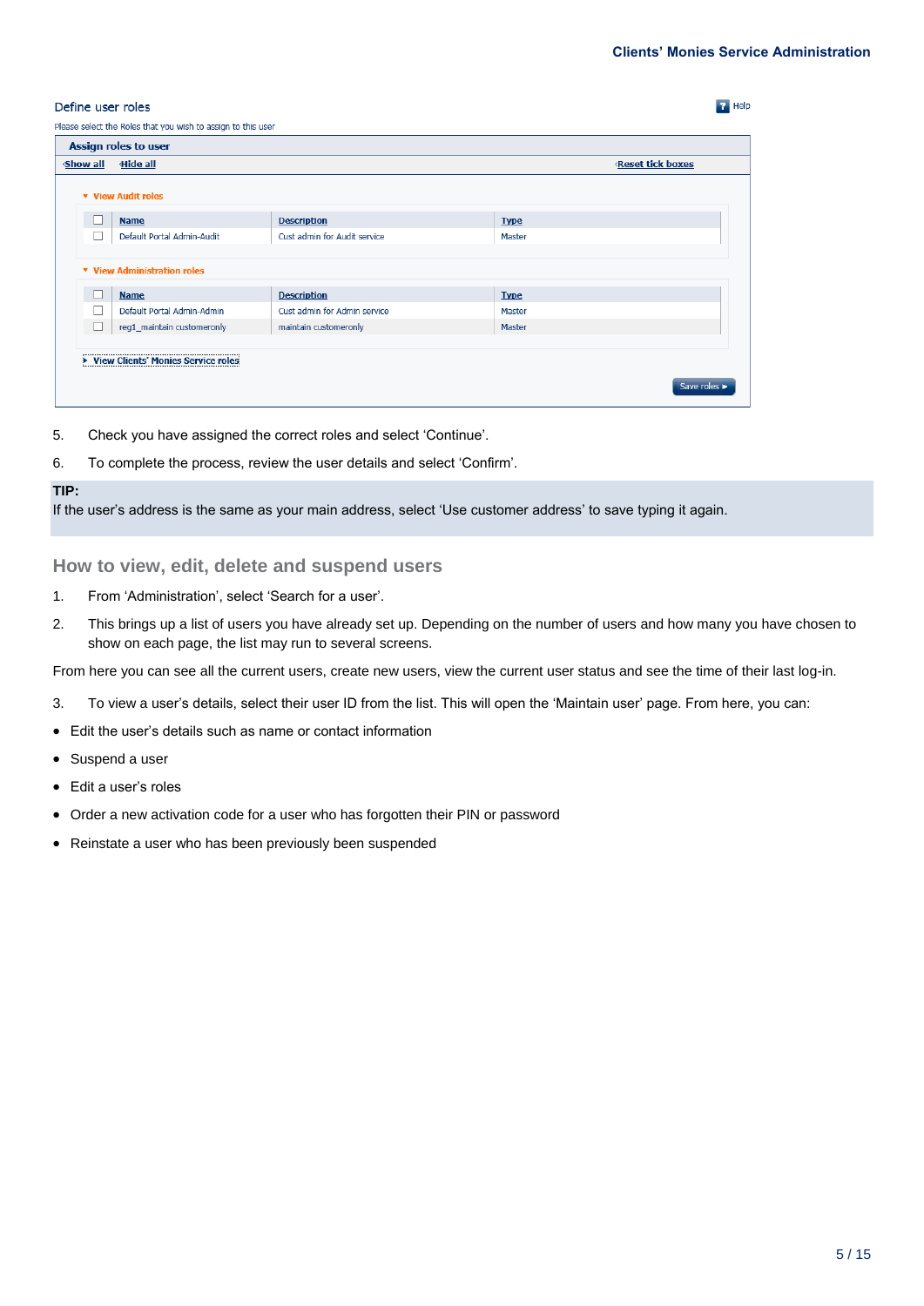Define user roles

Please select the Roles that you wish to assign to this user

**Assign roles to user**

Show all | Hide all | Reset tick boxes

▾ View Audit roles

| ☐ | Name | Description | Type |
|---|---|---|---|
| ☐ | Default Portal Admin-Audit | Cust admin for Audit service | Master |

▾ View Administration roles

| ☐ | Name | Description | Type |
|---|---|---|---|
| ☐ | Default Portal Admin-Admin | Cust admin for Admin service | Master |
| ☐ | reg1_maintain customeronly | maintain customeronly | Master |

▸ View Clients' Monies Service roles

Save roles ▸

5. Check you have assigned the correct roles and select 'Continue'.
6. To complete the process, review the user details and select 'Confirm'.

**TIP:**
If the user's address is the same as your main address, select 'Use customer address' to save typing it again.

## How to view, edit, delete and suspend users

1. From 'Administration', select 'Search for a user'.
2. This brings up a list of users you have already set up. Depending on the number of users and how many you have chosen to show on each page, the list may run to several screens.

From here you can see all the current users, create new users, view the current user status and see the time of their last log-in.

3. To view a user's details, select their user ID from the list. This will open the 'Maintain user' page. From here, you can:

- Edit the user's details such as name or contact information
- Suspend a user
- Edit a user's roles
- Order a new activation code for a user who has forgotten their PIN or password
- Reinstate a user who has been previously been suspended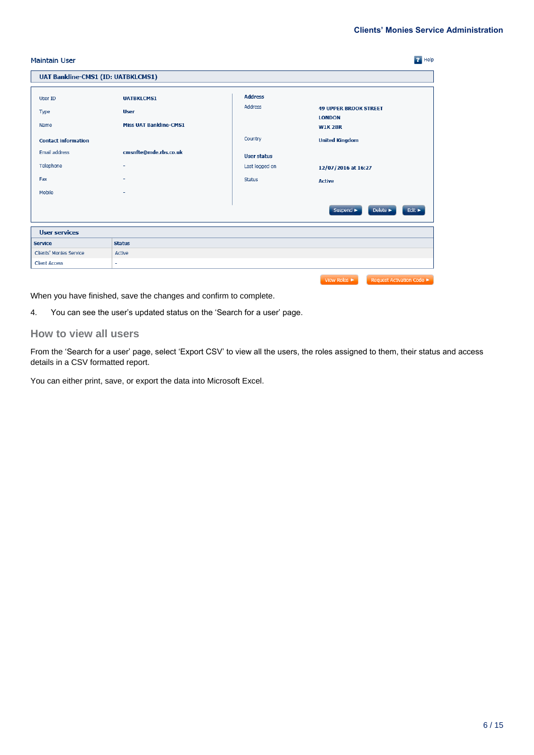Maintain User

Help

**UAT Bankline-CMS1 (ID: UATBKLCMS1)**

| | |
|---|---|
| User ID | UATBKLCMS1 |
| Type | User |
| Name | Miss UAT Bankline-CMS1 |
| **Contact information** | |
| Email address | cmsnfte@mde.rbs.co.uk |
| Telephone | - |
| Fax | - |
| Mobile | - |

| | |
|---|---|
| **Address** | |
| Address | 49 UPPER BROOK STREET<br>LONDON<br>W1K 2BR |
| Country | United Kingdom |
| **User status** | |
| Last logged on | 12/07/2016 at 16:27 |
| Status | Active |

Suspend ► Delete ► Edit ►

**User services**

| Service | Status |
|---|---|
| Clients' Monies Service | Active |
| Client Access | - |

View Roles ► Request Activation Code ►

When you have finished, save the changes and confirm to complete.

4. You can see the user's updated status on the 'Search for a user' page.

## How to view all users

From the 'Search for a user' page, select 'Export CSV' to view all the users, the roles assigned to them, their status and access details in a CSV formatted report.

You can either print, save, or export the data into Microsoft Excel.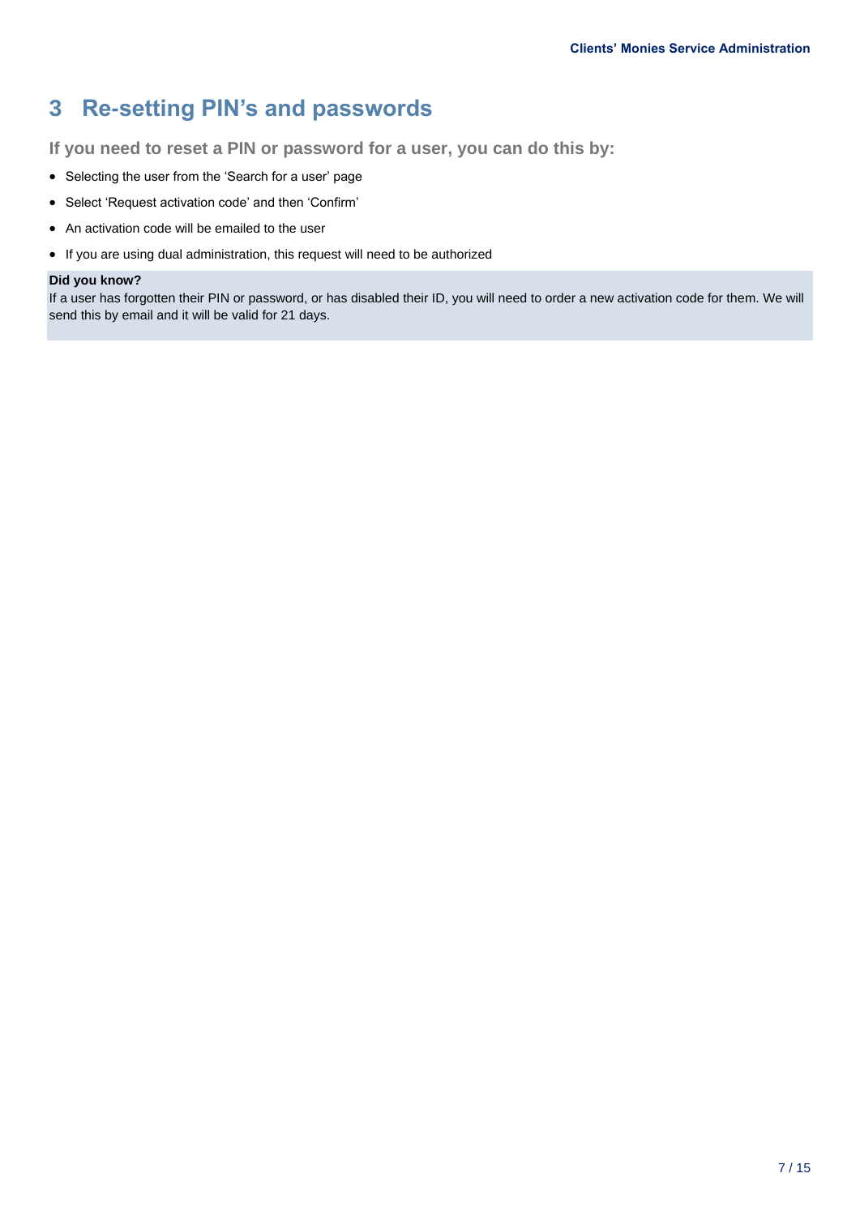# 3 Re-setting PIN's and passwords

**If you need to reset a PIN or password for a user, you can do this by:**

- Selecting the user from the 'Search for a user' page
- Select 'Request activation code' and then 'Confirm'
- An activation code will be emailed to the user
- If you are using dual administration, this request will need to be authorized

**Did you know?**
If a user has forgotten their PIN or password, or has disabled their ID, you will need to order a new activation code for them. We will send this by email and it will be valid for 21 days.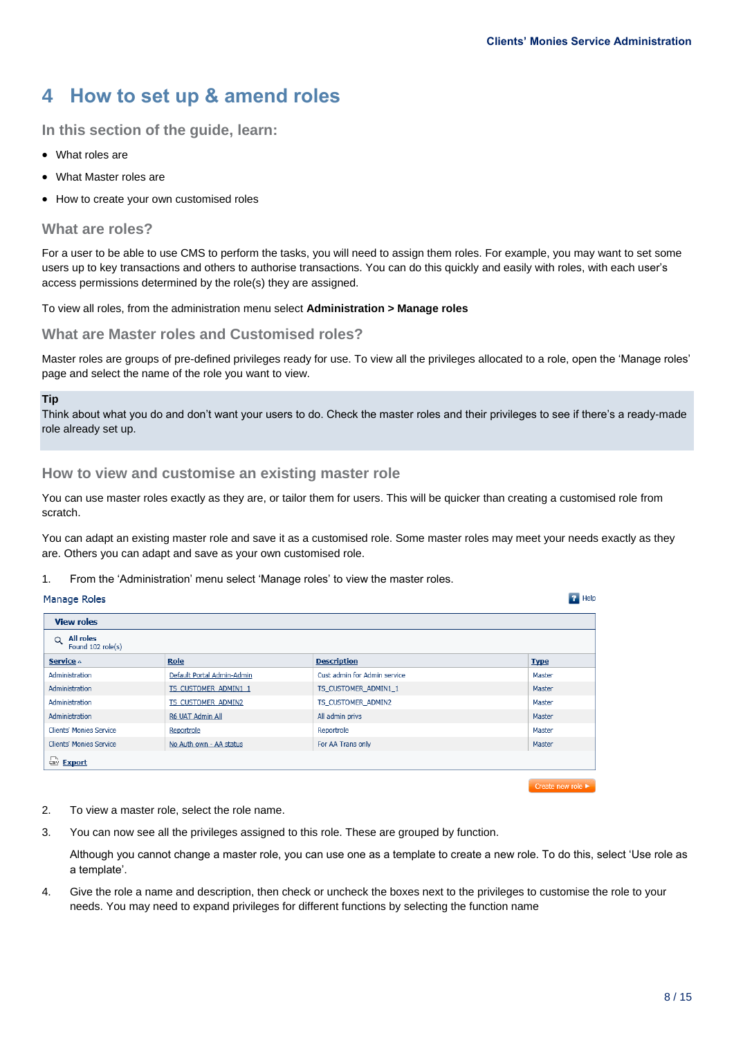# 4 How to set up & amend roles

## In this section of the guide, learn:

- What roles are
- What Master roles are
- How to create your own customised roles

### What are roles?

For a user to be able to use CMS to perform the tasks, you will need to assign them roles. For example, you may want to set some users up to key transactions and others to authorise transactions. You can do this quickly and easily with roles, with each user's access permissions determined by the role(s) they are assigned.

To view all roles, from the administration menu select **Administration > Manage roles**

### What are Master roles and Customised roles?

Master roles are groups of pre-defined privileges ready for use. To view all the privileges allocated to a role, open the 'Manage roles' page and select the name of the role you want to view.

**Tip**
Think about what you do and don't want your users to do. Check the master roles and their privileges to see if there's a ready-made role already set up.

### How to view and customise an existing master role

You can use master roles exactly as they are, or tailor them for users. This will be quicker than creating a customised role from scratch.

You can adapt an existing master role and save it as a customised role. Some master roles may meet your needs exactly as they are. Others you can adapt and save as your own customised role.

1. From the 'Administration' menu select 'Manage roles' to view the master roles.

Manage Roles

Help

**View roles**

All roles
Found 102 role(s)

| Service | Role | Description | Type |
|---|---|---|---|
| Administration | Default Portal Admin-Admin | Cust admin for Admin service | Master |
| Administration | TS_CUSTOMER_ADMIN1_1 | TS_CUSTOMER_ADMIN1_1 | Master |
| Administration | TS_CUSTOMER_ADMIN2 | TS_CUSTOMER_ADMIN2 | Master |
| Administration | R6 UAT Admin All | All admin privs | Master |
| Clients' Monies Service | Reportrole | Reportrole | Master |
| Clients' Monies Service | No Auth own - AA status | For AA Trans only | Master |

Export

Create new role

2. To view a master role, select the role name.
3. You can now see all the privileges assigned to this role. These are grouped by function.

   Although you cannot change a master role, you can use one as a template to create a new role. To do this, select 'Use role as a template'.
4. Give the role a name and description, then check or uncheck the boxes next to the privileges to customise the role to your needs. You may need to expand privileges for different functions by selecting the function name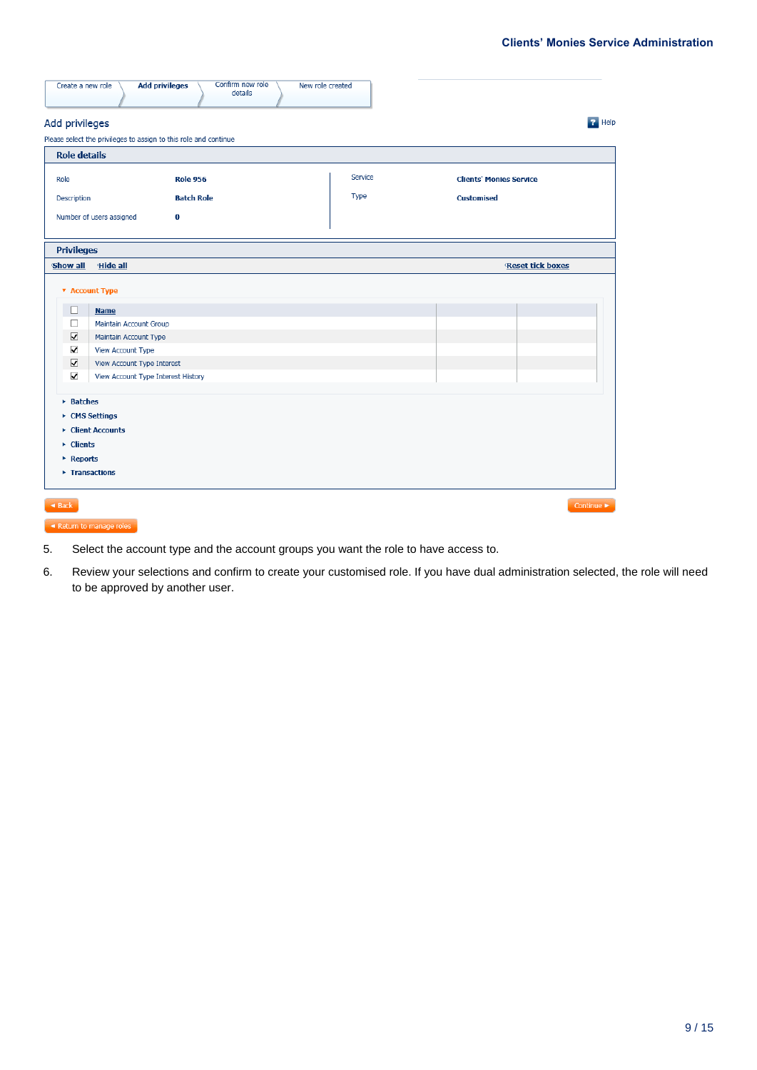Create a new role | Add privileges | Confirm new role details | New role created

## Add privileges

Please select the privileges to assign to this role and continue

**Role details**

| | | | |
|---|---|---|---|
| Role | **Role 956** | Service | **Clients' Monies Service** |
| Description | **Batch Role** | Type | **Customised** |
| Number of users assigned | **0** | | |

**Privileges**

Show all Hide all Reset tick boxes

▼ Account Type

| | Name |
|---|---|
| ☐ | Maintain Account Group |
| ☑ | Maintain Account Type |
| ☑ | View Account Type |
| ☑ | View Account Type Interest |
| ☑ | View Account Type Interest History |

- Batches
- CMS Settings
- Client Accounts
- Clients
- Reports
- Transactions

Back | Continue

Return to manage roles

5. Select the account type and the account groups you want the role to have access to.
6. Review your selections and confirm to create your customised role. If you have dual administration selected, the role will need to be approved by another user.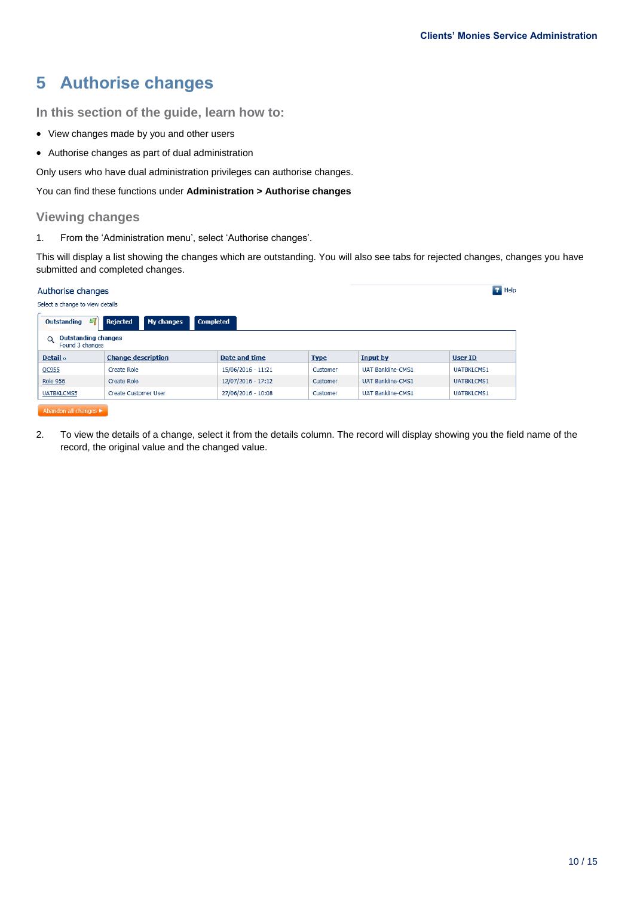# 5 Authorise changes

### In this section of the guide, learn how to:

- View changes made by you and other users
- Authorise changes as part of dual administration

Only users who have dual administration privileges can authorise changes.

You can find these functions under **Administration > Authorise changes**

## Viewing changes

1. From the 'Administration menu', select 'Authorise changes'.

This will display a list showing the changes which are outstanding. You will also see tabs for rejected changes, changes you have submitted and completed changes.

Authorise changes

Select a change to view details

Outstanding | Rejected | My changes | Completed

Outstanding changes
Found 3 changes

| Detail | Change description | Date and time | Type | Input by | User ID |
|---|---|---|---|---|---|
| QC955 | Create Role | 15/06/2016 - 11:21 | Customer | UAT Bankline-CMS1 | UATBKLCMS1 |
| Role 956 | Create Role | 12/07/2016 - 17:12 | Customer | UAT Bankline-CMS1 | UATBKLCMS1 |
| UATBKLCMS5 | Create Customer User | 27/06/2016 - 10:08 | Customer | UAT Bankline-CMS1 | UATBKLCMS1 |

Abandon all changes

2. To view the details of a change, select it from the details column. The record will display showing you the field name of the record, the original value and the changed value.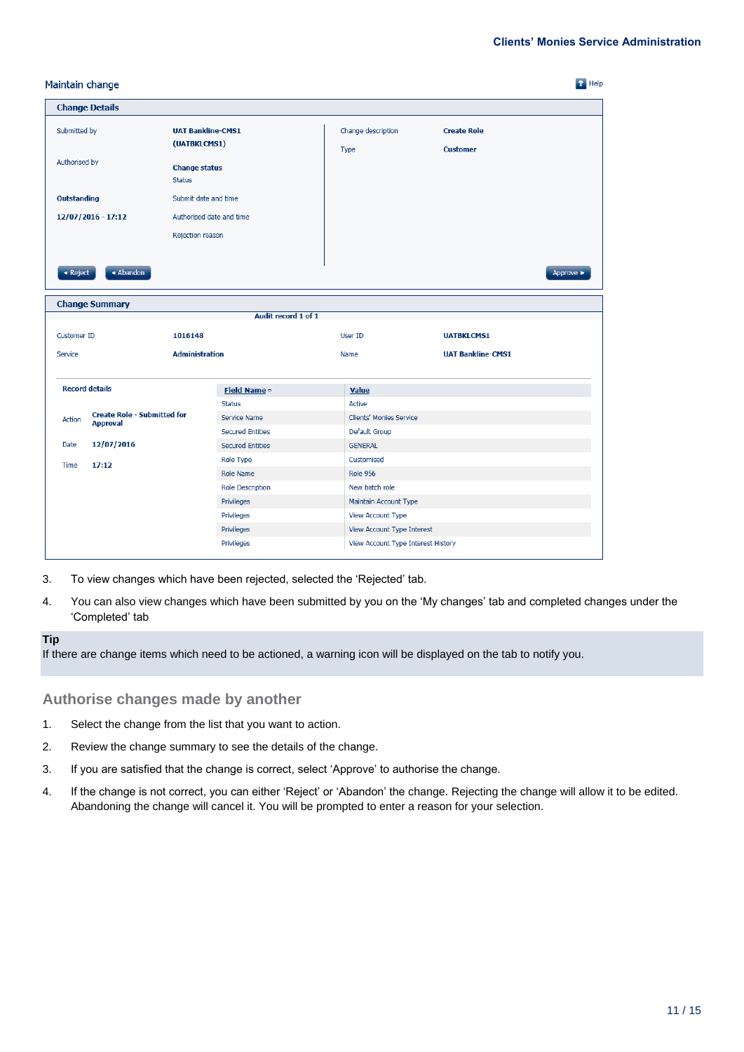Maintain change

**Change Details**

| | | | |
|---|---|---|---|
| Submitted by | UAT Bankline-CMS1 (UATBKLCMS1) | Change description | Create Role |
| Authorised by | | Type | Customer |
| Change status | Outstanding | | |
| Status | | | |
| Submit date and time | 12/07/2016 - 17:12 | | |
| Authorised date and time | | | |
| Rejection reason | | | |

◂ Reject   ◂ Abandon   Approve ▸

**Change Summary**

Audit record 1 of 1

| | | | |
|---|---|---|---|
| Customer ID | 1016148 | User ID | UATBKLCMS1 |
| Service | Administration | Name | UAT Bankline-CMS1 |

**Record details**

| | |
|---|---|
| Action | Create Role - Submitted for Approval |
| Date | 12/07/2016 |
| Time | 17:12 |

| Field Name | Value |
|---|---|
| Status | Active |
| Service Name | Clients' Monies Service |
| Secured Entities | Default Group |
| Secured Entities | GENERAL |
| Role Type | Customised |
| Role Name | Role 956 |
| Role Description | New batch role |
| Privileges | Maintain Account Type |
| Privileges | View Account Type |
| Privileges | View Account Type Interest |
| Privileges | View Account Type Interest History |

3. To view changes which have been rejected, selected the 'Rejected' tab.
4. You can also view changes which have been submitted by you on the 'My changes' tab and completed changes under the 'Completed' tab

**Tip**
If there are change items which need to be actioned, a warning icon will be displayed on the tab to notify you.

## Authorise changes made by another

1. Select the change from the list that you want to action.
2. Review the change summary to see the details of the change.
3. If you are satisfied that the change is correct, select 'Approve' to authorise the change.
4. If the change is not correct, you can either 'Reject' or 'Abandon' the change. Rejecting the change will allow it to be edited. Abandoning the change will cancel it. You will be prompted to enter a reason for your selection.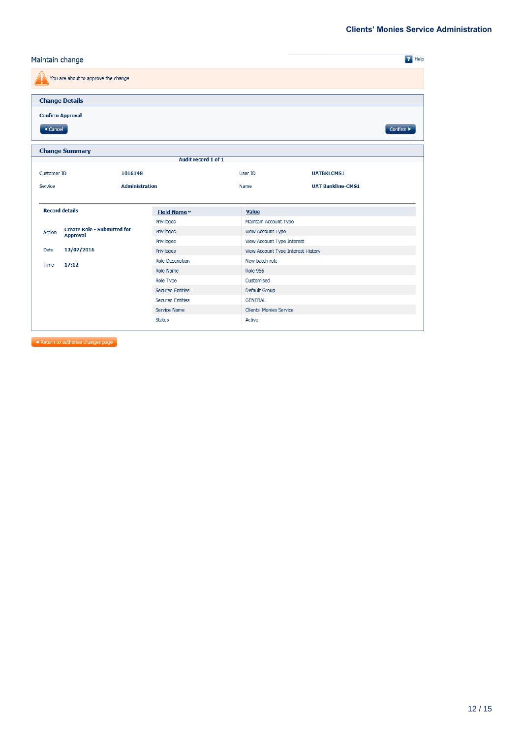## Maintain change

Help

You are about to approve the change

### Change Details

**Confirm Approval**

Cancel | Confirm

### Change Summary

**Audit record 1 of 1**

| | | | |
|---|---|---|---|
| Customer ID | **1016148** | User ID | **UATBKLCMS1** |
| Service | **Administration** | Name | **UAT Bankline-CMS1** |

**Record details**

| | |
|---|---|
| Action | **Create Role - Submitted for Approval** |
| Date | **12/07/2016** |
| Time | **17:12** |

| Field Name | Value |
|---|---|
| Privileges | Maintain Account Type |
| Privileges | View Account Type |
| Privileges | View Account Type Interest |
| Privileges | View Account Type Interest History |
| Role Description | New batch role |
| Role Name | Role 956 |
| Role Type | Customised |
| Secured Entities | Default Group |
| Secured Entities | GENERAL |
| Service Name | Clients' Monies Service |
| Status | Active |

Return to authorise changes page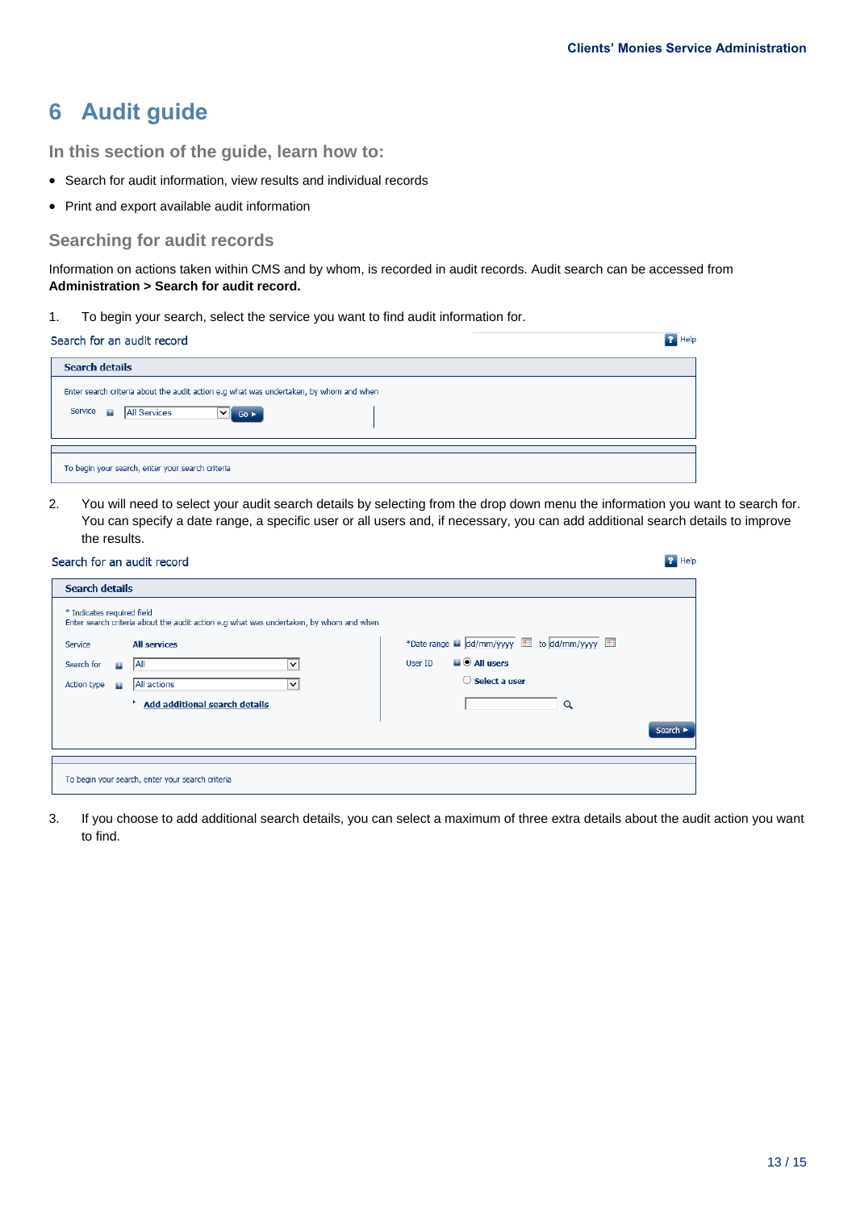# 6 Audit guide

## In this section of the guide, learn how to:

- Search for audit information, view results and individual records
- Print and export available audit information

### Searching for audit records

Information on actions taken within CMS and by whom, is recorded in audit records. Audit search can be accessed from **Administration > Search for audit record.**

1. To begin your search, select the service you want to find audit information for.

2. You will need to select your audit search details by selecting from the drop down menu the information you want to search for. You can specify a date range, a specific user or all users and, if necessary, you can add additional search details to improve the results.

3. If you choose to add additional search details, you can select a maximum of three extra details about the audit action you want to find.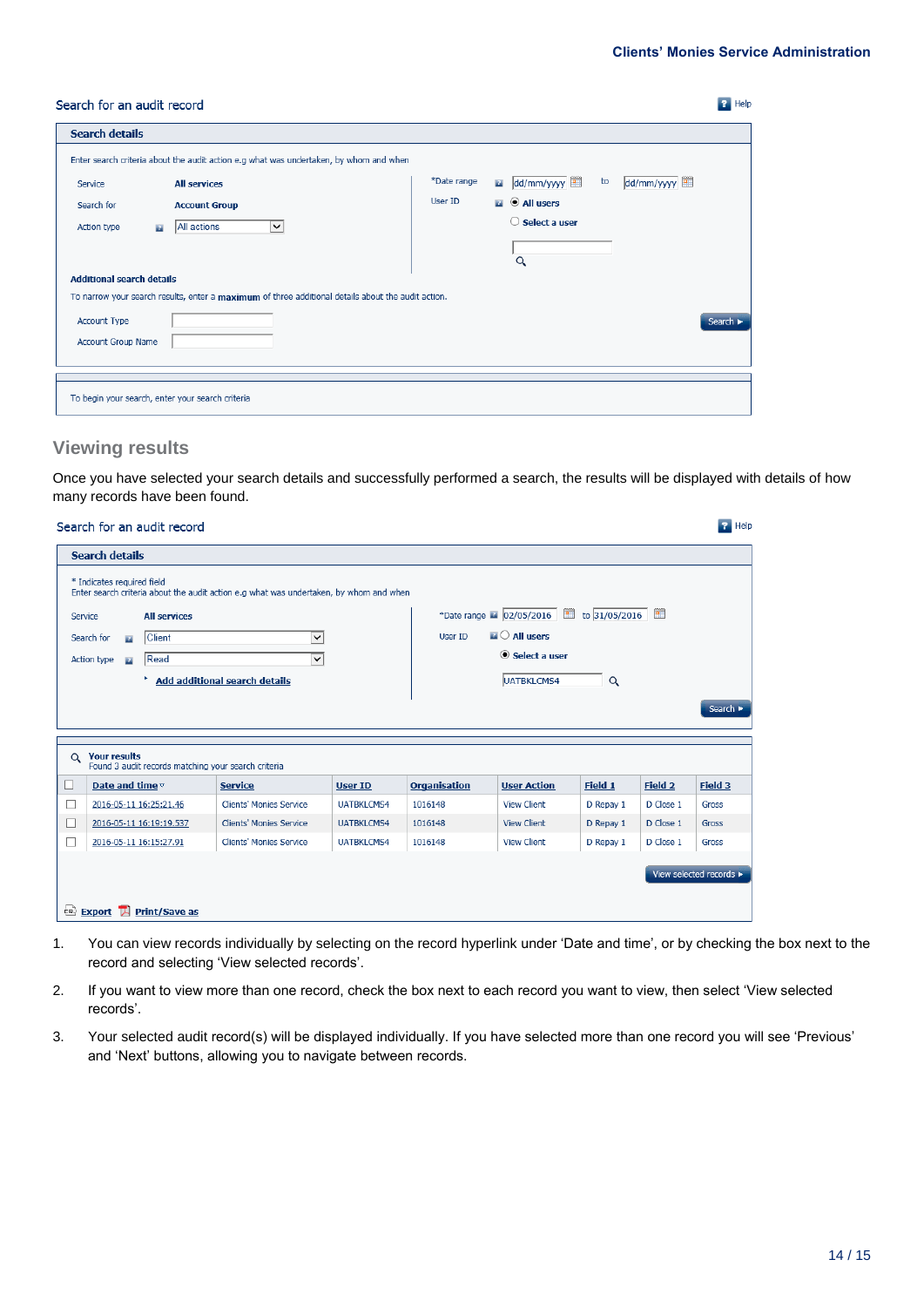Search for an audit record

**Search details**

Enter search criteria about the audit action e.g what was undertaken, by whom and when

Service: **All services**

Search for: **Account Group**

Action type: All actions

*Date range: dd/mm/yyyy to dd/mm/yyyy

User ID: **All users** / **Select a user**

**Additional search details**

To narrow your search results, enter a **maximum** of three additional details about the audit action.

Account Type

Account Group Name

Search ►

To begin your search, enter your search criteria

## Viewing results

Once you have selected your search details and successfully performed a search, the results will be displayed with details of how many records have been found.

Search for an audit record

**Search details**

* Indicates required field
Enter search criteria about the audit action e.g what was undertaken, by whom and when

Service: **All services**

Search for: Client

Action type: Read

Add additional search details

*Date range: 02/05/2016 to 31/05/2016

User ID: **All users** / **Select a user**

UATBKLCMS4

Search ►

**Your results**
Found 3 audit records matching your search criteria

| | Date and time | Service | User ID | Organisation | User Action | Field 1 | Field 2 | Field 3 |
|---|---|---|---|---|---|---|---|---|
| ☐ | 2016-05-11 16:25:21.46 | Clients' Monies Service | UATBKLCMS4 | 1016148 | View Client | D Repay 1 | D Close 1 | Gross |
| ☐ | 2016-05-11 16:19:19.537 | Clients' Monies Service | UATBKLCMS4 | 1016148 | View Client | D Repay 1 | D Close 1 | Gross |
| ☐ | 2016-05-11 16:15:27.91 | Clients' Monies Service | UATBKLCMS4 | 1016148 | View Client | D Repay 1 | D Close 1 | Gross |

View selected records ►

Export Print/Save as

1. You can view records individually by selecting on the record hyperlink under 'Date and time', or by checking the box next to the record and selecting 'View selected records'.
2. If you want to view more than one record, check the box next to each record you want to view, then select 'View selected records'.
3. Your selected audit record(s) will be displayed individually. If you have selected more than one record you will see 'Previous' and 'Next' buttons, allowing you to navigate between records.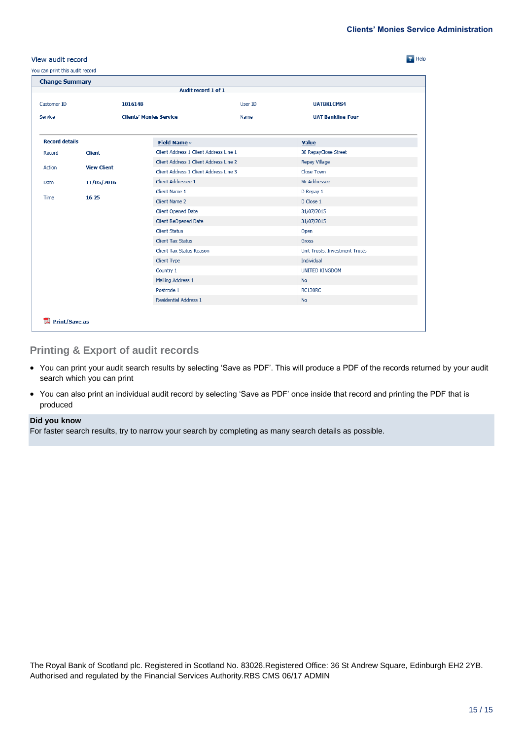View audit record

You can print this audit record

**Change Summary**

**Audit record 1 of 1**

| | | | |
|---|---|---|---|
| Customer ID | **1016148** | User ID | **UATBKLCMS4** |
| Service | **Clients' Monies Service** | Name | **UAT Bankline-Four** |

**Record details**

| | |
|---|---|
| Record | **Client** |
| Action | **View Client** |
| Date | **11/05/2016** |
| Time | **16:25** |

| Field Name | Value |
|---|---|
| Client Address 1 Client Address Line 1 | 30 RepayClose Street |
| Client Address 1 Client Address Line 2 | Repay Village |
| Client Address 1 Client Address Line 3 | Close Town |
| Client Addressee 1 | Mr Addressee |
| Client Name 1 | D Repay 1 |
| Client Name 2 | D Close 1 |
| Client Opened Date | 31/07/2015 |
| Client ReOpened Date | 31/07/2015 |
| Client Status | Open |
| Client Tax Status | Gross |
| Client Tax Status Reason | Unit Trusts, Investment Trusts |
| Client Type | Individual |
| Country 1 | UNITED KINGDOM |
| Mailing Address 1 | No |
| Postcode 1 | RC130RC |
| Residential Address 1 | No |

Print/Save as

## Printing & Export of audit records

- You can print your audit search results by selecting 'Save as PDF'. This will produce a PDF of the records returned by your audit search which you can print
- You can also print an individual audit record by selecting 'Save as PDF' once inside that record and printing the PDF that is produced

**Did you know**

For faster search results, try to narrow your search by completing as many search details as possible.

The Royal Bank of Scotland plc. Registered in Scotland No. 83026.Registered Office: 36 St Andrew Square, Edinburgh EH2 2YB. Authorised and regulated by the Financial Services Authority.RBS CMS 06/17 ADMIN